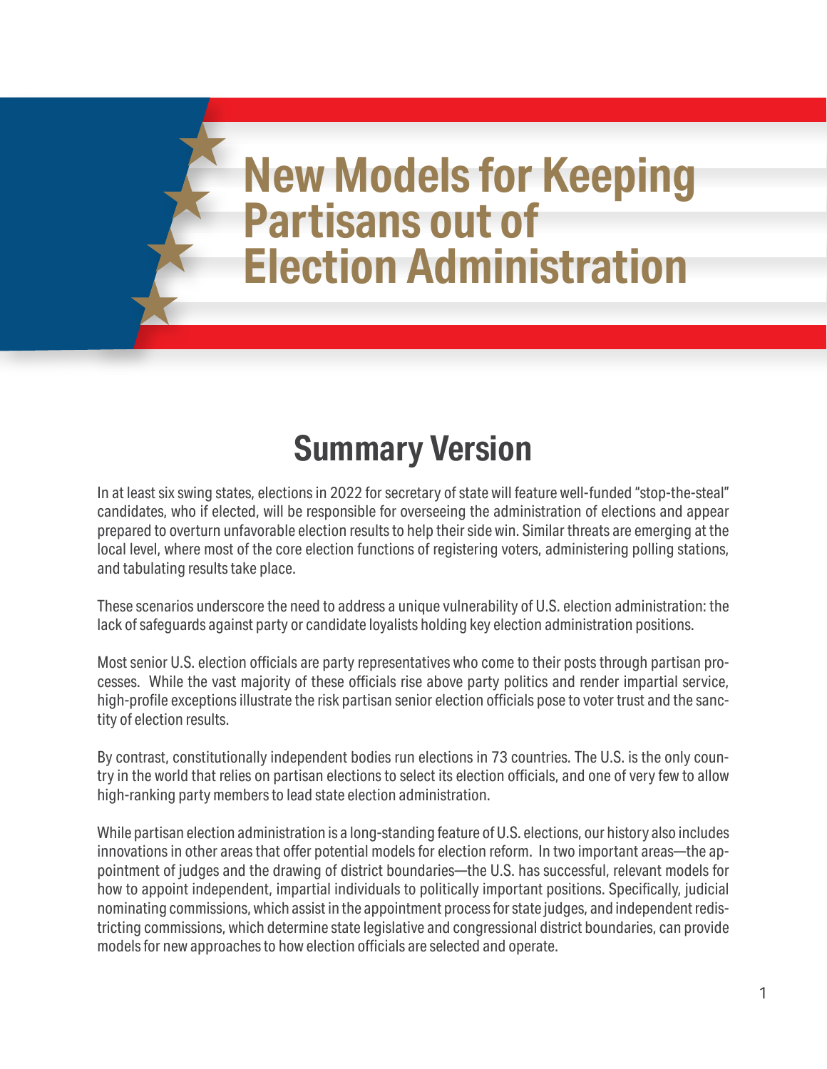# New Models for Keeping Partisans out of Election Administration

## Summary Version

In at least six swing states, elections in 2022 for secretary of state will feature well-funded "stop-the-steal" candidates, who if elected, will be responsible for overseeing the administration of elections and appear prepared to overturn unfavorable election results to help their side win. Similar threats are emerging at the local level, where most of the core election functions of registering voters, administering polling stations, and tabulating results take place.

These scenarios underscore the need to address a unique vulnerability of U.S. election administration: the lack of safeguards against party or candidate loyalists holding key election administration positions.

Most senior U.S. election officials are party representatives who come to their posts through partisan processes. While the vast majority of these officials rise above party politics and render impartial service, high-profile exceptions illustrate the risk partisan senior election officials pose to voter trust and the sanctity of election results.

By contrast, constitutionally independent bodies run elections in 73 countries. The U.S. is the only country in the world that relies on partisan elections to select its election officials, and one of very few to allow high-ranking party members to lead state election administration.

While partisan election administration is a long-standing feature of U.S. elections, our history also includes innovations in other areas that offer potential models for election reform. In two important areas—the appointment of judges and the drawing of district boundaries—the U.S. has successful, relevant models for how to appoint independent, impartial individuals to politically important positions. Specifically, judicial nominating commissions, which assist in the appointment process for state judges, and independent redistricting commissions, which determine state legislative and congressional district boundaries, can provide models for new approaches to how election officials are selected and operate.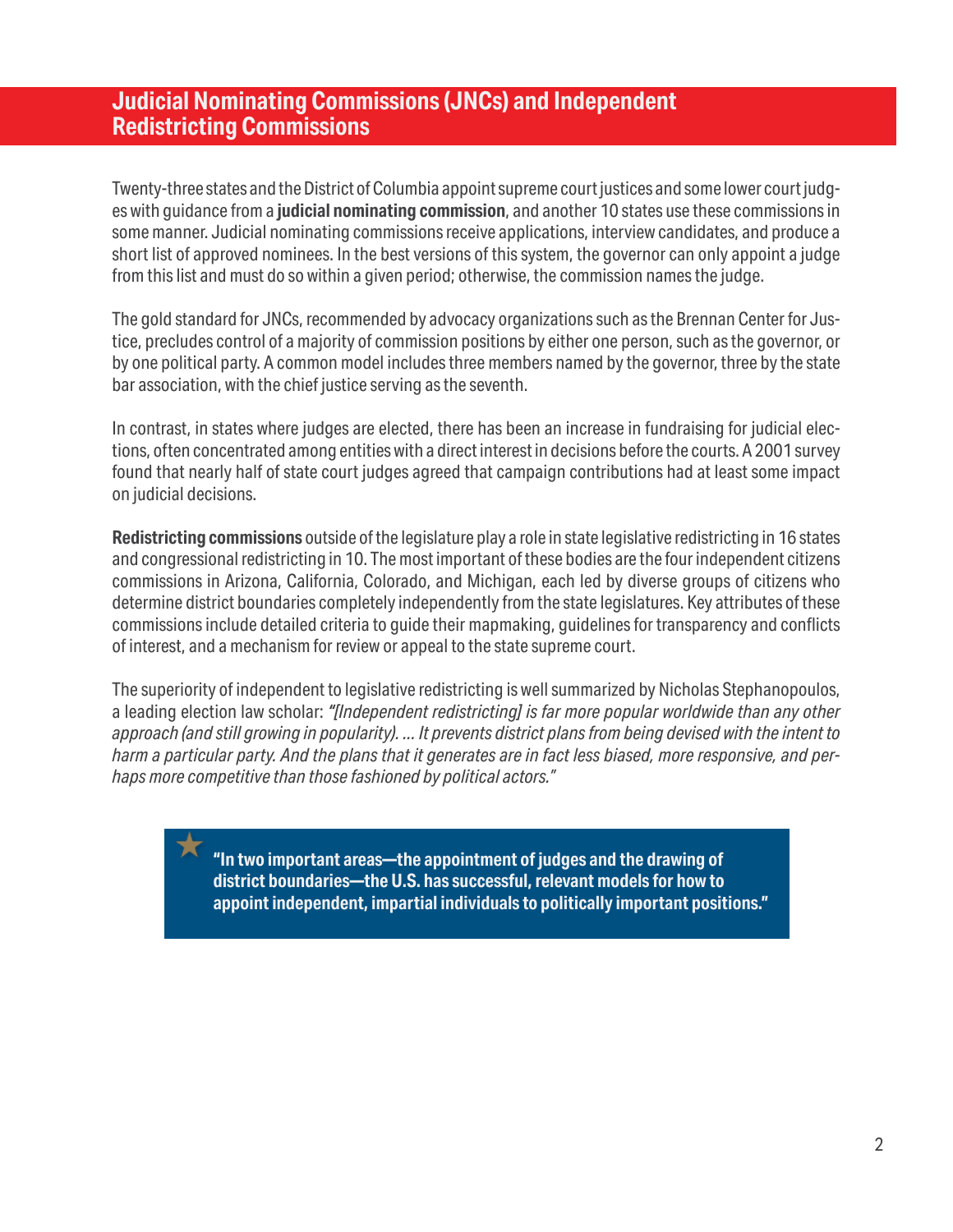## Judicial Nominating Commissions (JNCs) and Independent Redistricting Commissions

Twenty-three states and the District of Columbia appoint supreme court justices and some lower court judges with guidance from a **judicial nominating commission**, and another 10 states use these commissions in some manner. Judicial nominating commissions receive applications, interview candidates, and produce a short list of approved nominees. In the best versions of this system, the governor can only appoint a judge from this list and must do so within a given period; otherwise, the commission names the judge.

The gold standard for JNCs, recommended by advocacy organizations such as the Brennan Center for Justice, precludes control of a majority of commission positions by either one person, such as the governor, or by one political party. A common model includes three members named by the governor, three by the state bar association, with the chief justice serving as the seventh.

In contrast, in states where judges are elected, there has been an increase in fundraising for judicial elections, often concentrated among entities with a direct interest in decisions before the courts. A 2001 survey found that nearly half of state court judges agreed that campaign contributions had at least some impact on judicial decisions.

**Redistricting commissions** outside of the legislature play a role in state legislative redistricting in 16 states and congressional redistricting in 10. The most important of these bodies are the four independent citizens commissions in Arizona, California, Colorado, and Michigan, each led by diverse groups of citizens who determine district boundaries completely independently from the state legislatures. Key attributes of these commissions include detailed criteria to guide their mapmaking, guidelines for transparency and conflicts of interest, and a mechanism for review or appeal to the state supreme court.

The superiority of independent to legislative redistricting is well summarized by Nicholas Stephanopoulos, a leading election law scholar: *"[Independent redistricting] is far more popular worldwide than any other approach (and still growing in popularity). ... It prevents district plans from being devised with the intent to harm a particular party. And the plans that it generates are in fact less biased, more responsive, and perhaps more competitive than those fashioned by political actors."*

> **"In two important areas—the appointment of judges and the drawing of district boundaries—the U.S. has successful, relevant models for how to appoint independent, impartial individuals to politically important positions."**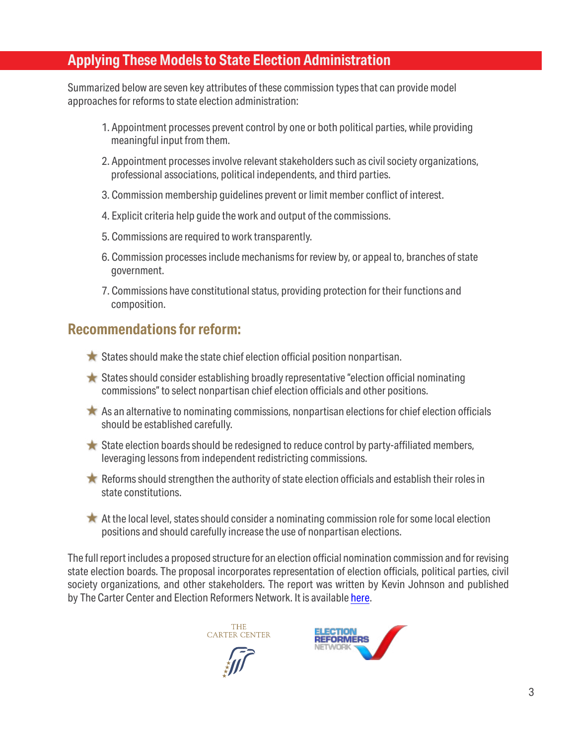## Applying These Models to State Election Administration

Summarized below are seven key attributes of these commission types that can provide model approaches for reforms to state election administration:

1. Appointment processes prevent control by one or both political parties, while providing meaningful input from them.
2. Appointment processes involve relevant stakeholders such as civil society organizations, professional associations, political independents, and third parties.
3. Commission membership guidelines prevent or limit member conflict of interest.
4. Explicit criteria help guide the work and output of the commissions.
5. Commissions are required to work transparently.
6. Commission processes include mechanisms for review by, or appeal to, branches of state government.
7. Commissions have constitutional status, providing protection for their functions and composition.

### Recommendations for reform:

- States should make the state chief election official position nonpartisan.
- States should consider establishing broadly representative "election official nominating commissions" to select nonpartisan chief election officials and other positions.
- As an alternative to nominating commissions, nonpartisan elections for chief election officials should be established carefully.
- State election boards should be redesigned to reduce control by party-affiliated members, leveraging lessons from independent redistricting commissions.
- Reforms should strengthen the authority of state election officials and establish their roles in state constitutions.
- At the local level, states should consider a nominating commission role for some local election positions and should carefully increase the use of nonpartisan elections.

The full report includes a proposed structure for an election official nomination commission and for revising state election boards. The proposal incorporates representation of election officials, political parties, civil society organizations, and other stakeholders. The report was written by Kevin Johnson and published by The Carter Center and Election Reformers Network. It is available here.

THE CARTER CENTER

ELECTION REFORMERS NETWORK